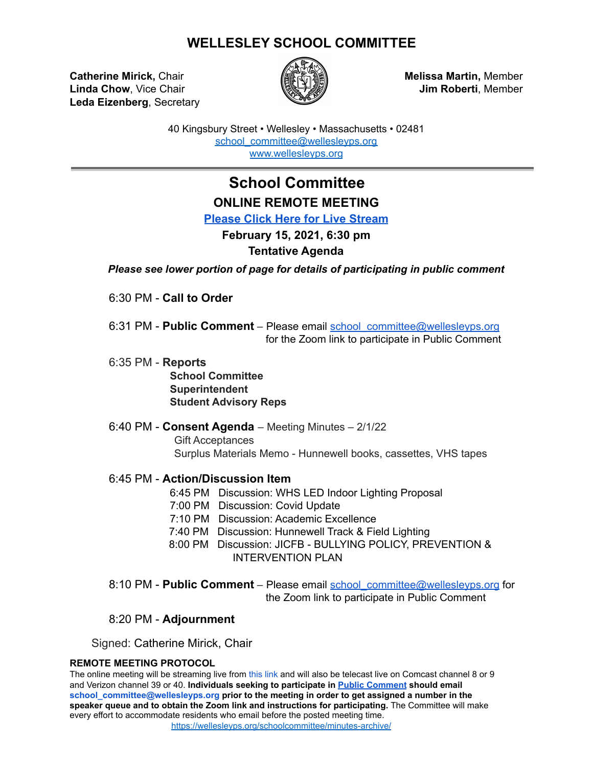# WELLESLEY SCHOOL COMMITTEE

**Catherine Mirick,** Chair
**Linda Chow**, Vice Chair
**Leda Eizenberg**, Secretary

**Melissa Martin,** Member
**Jim Roberti**, Member

40 Kingsbury Street • Wellesley • Massachusetts • 02481
school_committee@wellesleyps.org
www.wellesleyps.org

---

## School Committee

### ONLINE REMOTE MEETING

**Please Click Here for Live Stream**

**February 15, 2021, 6:30 pm**

**Tentative Agenda**

***Please see lower portion of page for details of participating in public comment***

6:30 PM - **Call to Order**

6:31 PM - **Public Comment** – Please email school_committee@wellesleyps.org for the Zoom link to participate in Public Comment

6:35 PM - **Reports**
- **School Committee**
- **Superintendent**
- **Student Advisory Reps**

6:40 PM - **Consent Agenda** – Meeting Minutes – 2/1/22
- Gift Acceptances
- Surplus Materials Memo - Hunnewell books, cassettes, VHS tapes

6:45 PM - **Action/Discussion Item**
- 6:45 PM Discussion: WHS LED Indoor Lighting Proposal
- 7:00 PM Discussion: Covid Update
- 7:10 PM Discussion: Academic Excellence
- 7:40 PM Discussion: Hunnewell Track & Field Lighting
- 8:00 PM Discussion: JICFB - BULLYING POLICY, PREVENTION & INTERVENTION PLAN

8:10 PM - **Public Comment** – Please email school_committee@wellesleyps.org for the Zoom link to participate in Public Comment

8:20 PM - **Adjournment**

Signed: Catherine Mirick, Chair

**REMOTE MEETING PROTOCOL**

The online meeting will be streaming live from this link and will also be telecast live on Comcast channel 8 or 9 and Verizon channel 39 or 40. **Individuals seeking to participate in Public Comment should email school_committee@wellesleyps.org prior to the meeting in order to get assigned a number in the speaker queue and to obtain the Zoom link and instructions for participating.** The Committee will make every effort to accommodate residents who email before the posted meeting time.

https://wellesleyps.org/schoolcommittee/minutes-archive/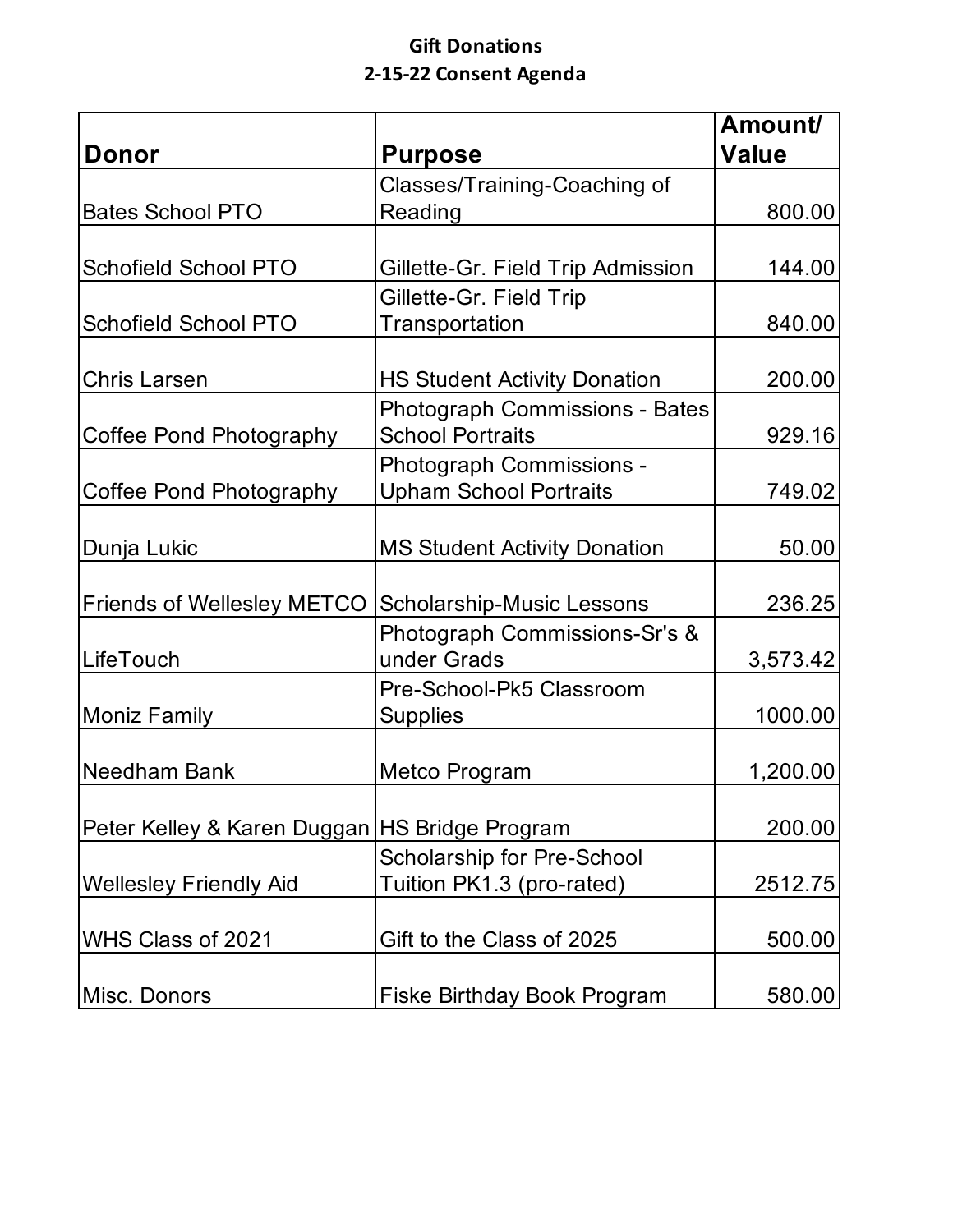**Gift Donations**

**2-15-22 Consent Agenda**

| Donor | Purpose | Amount/ Value |
|---|---|---|
| Bates School PTO | Classes/Training-Coaching of Reading | 800.00 |
| Schofield School PTO | Gillette-Gr. Field Trip Admission | 144.00 |
| Schofield School PTO | Gillette-Gr. Field Trip Transportation | 840.00 |
| Chris Larsen | HS Student Activity Donation | 200.00 |
| Coffee Pond Photography | Photograph Commissions - Bates School Portraits | 929.16 |
| Coffee Pond Photography | Photograph Commissions - Upham School Portraits | 749.02 |
| Dunja Lukic | MS Student Activity Donation | 50.00 |
| Friends of Wellesley METCO | Scholarship-Music Lessons | 236.25 |
| LifeTouch | Photograph Commissions-Sr's & under Grads | 3,573.42 |
| Moniz Family | Pre-School-Pk5 Classroom Supplies | 1000.00 |
| Needham Bank | Metco Program | 1,200.00 |
| Peter Kelley & Karen Duggan | HS Bridge Program | 200.00 |
| Wellesley Friendly Aid | Scholarship for Pre-School Tuition PK1.3 (pro-rated) | 2512.75 |
| WHS Class of 2021 | Gift to the Class of 2025 | 500.00 |
| Misc. Donors | Fiske Birthday Book Program | 580.00 |